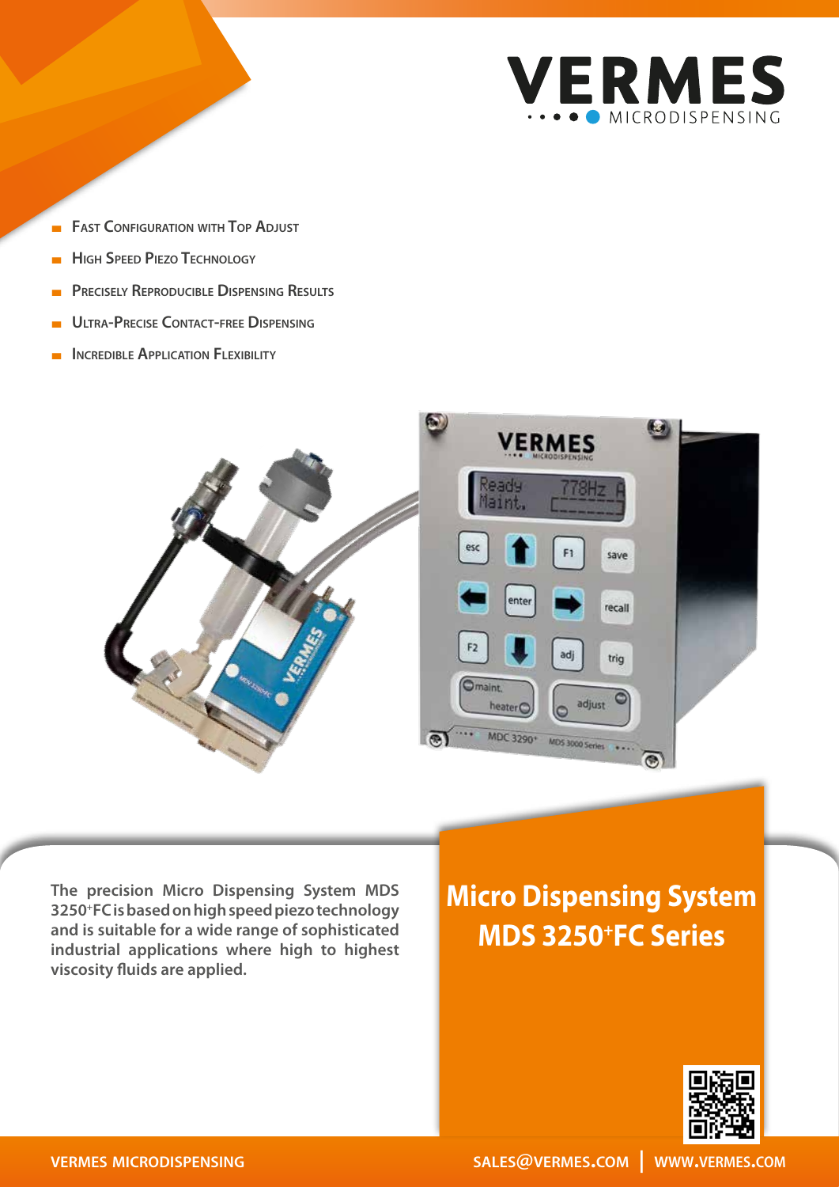VERMES MICRODISPENSING

- Fast Configuration with Top Adjust
- High Speed Piezo Technology
- Precisely Reproducible Dispensing Results
- Ultra-Precise Contact-free Dispensing
- Incredible Application Flexibility

# Micro Dispensing System MDS 3250⁺FC Series

**The precision Micro Dispensing System MDS 3250⁺FC is based on high speed piezo technology and is suitable for a wide range of sophisticated industrial applications where high to highest viscosity fluids are applied.**

VERMES MICRODISPENSING | SALES@VERMES.COM | WWW.VERMES.COM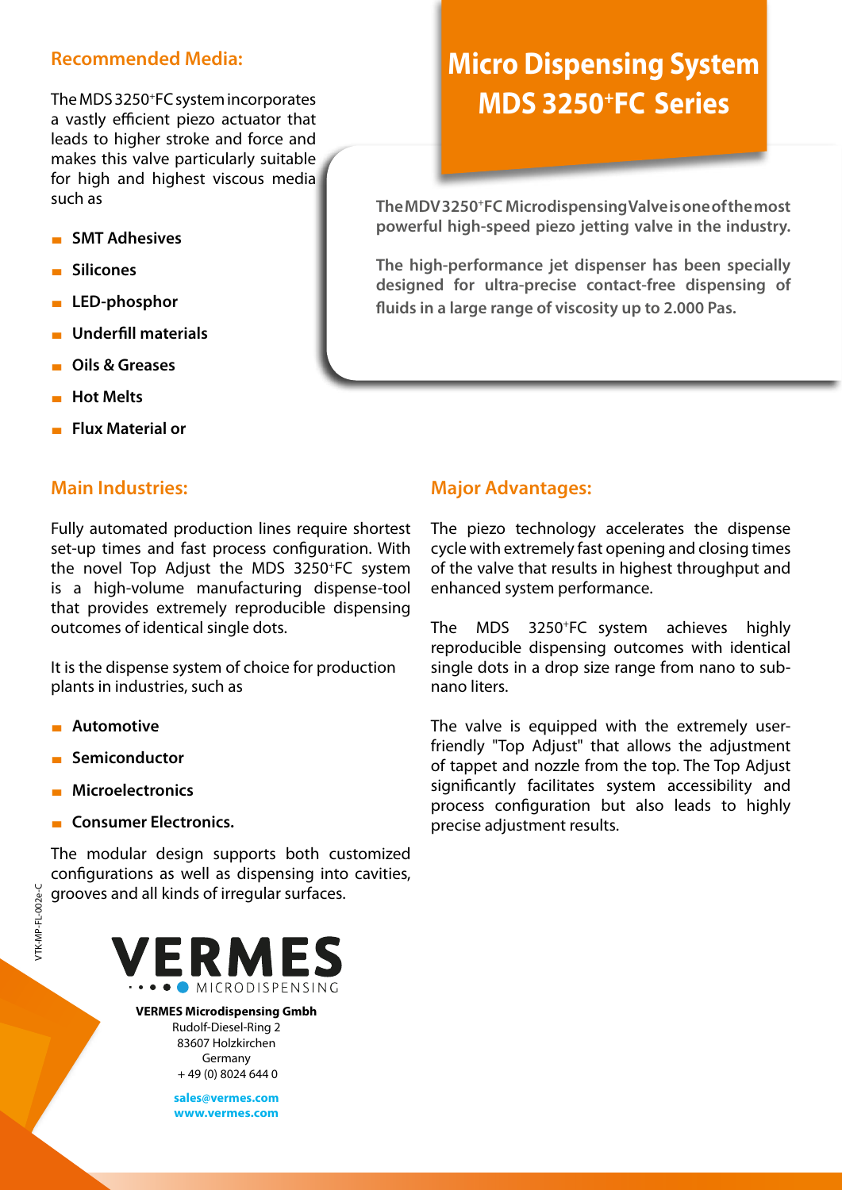# Micro Dispensing System MDS 3250⁺FC Series

**The MDV 3250⁺FC Microdispensing Valve is one of the most powerful high-speed piezo jetting valve in the industry.**

**The high-performance jet dispenser has been specially designed for ultra-precise contact-free dispensing of fluids in a large range of viscosity up to 2.000 Pas.**

## Recommended Media:

The MDS 3250⁺FC system incorporates a vastly efficient piezo actuator that leads to higher stroke and force and makes this valve particularly suitable for high and highest viscous media such as

- **SMT Adhesives**
- **Silicones**
- **LED-phosphor**
- **Underfill materials**
- **Oils & Greases**
- **Hot Melts**
- **Flux Material or**

## Main Industries:

Fully automated production lines require shortest set-up times and fast process configuration. With the novel Top Adjust the MDS 3250⁺FC system is a high-volume manufacturing dispense-tool that provides extremely reproducible dispensing outcomes of identical single dots.

It is the dispense system of choice for production plants in industries, such as

- **Automotive**
- **Semiconductor**
- **Microelectronics**
- **Consumer Electronics.**

The modular design supports both customized configurations as well as dispensing into cavities, grooves and all kinds of irregular surfaces.

## Major Advantages:

The piezo technology accelerates the dispense cycle with extremely fast opening and closing times of the valve that results in highest throughput and enhanced system performance.

The MDS 3250⁺FC system achieves highly reproducible dispensing outcomes with identical single dots in a drop size range from nano to sub-nano liters.

The valve is equipped with the extremely user-friendly "Top Adjust" that allows the adjustment of tappet and nozzle from the top. The Top Adjust significantly facilitates system accessibility and process configuration but also leads to highly precise adjustment results.

VTK-MP-FL-002e-C

VERMES MICRODISPENSING

**VERMES Microdispensing Gmbh**
Rudolf-Diesel-Ring 2
83607 Holzkirchen
Germany
+ 49 (0) 8024 644 0

**sales@vermes.com**
**www.vermes.com**